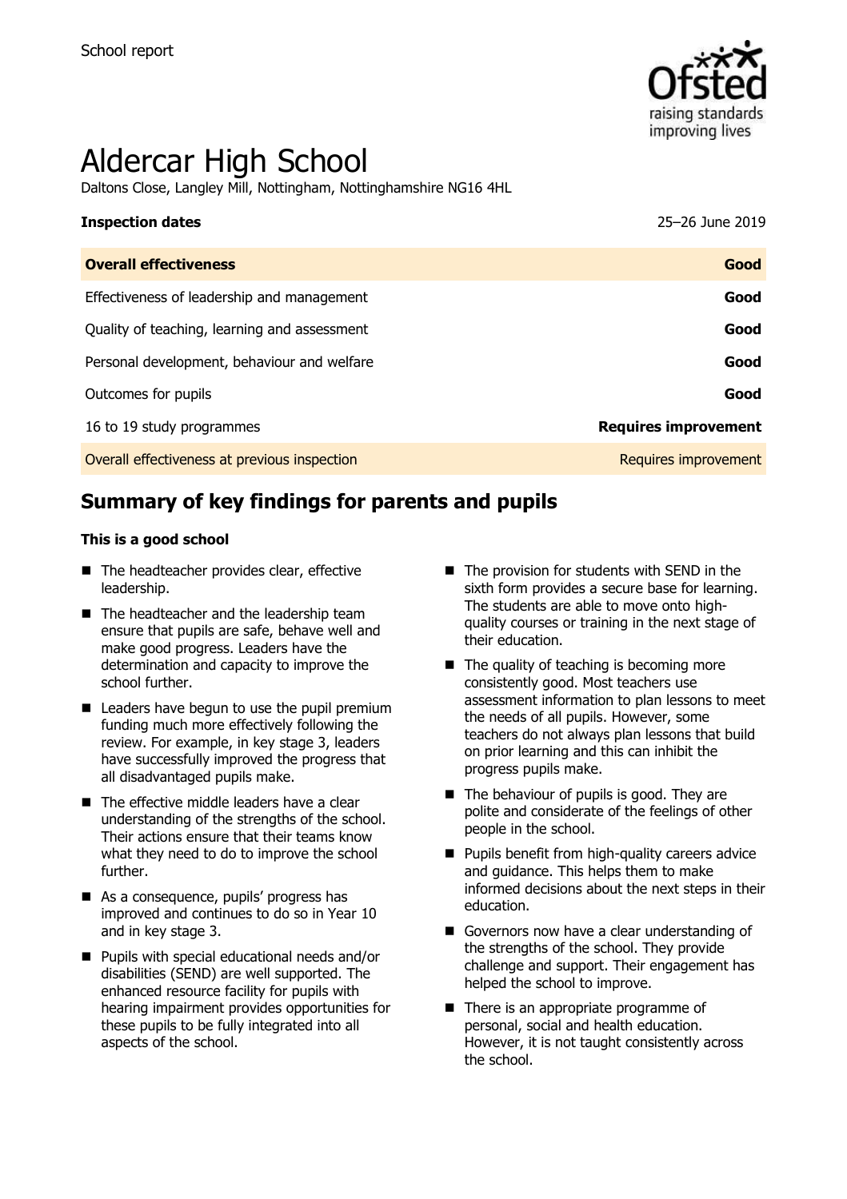School report

# Aldercar High School

Daltons Close, Langley Mill, Nottingham, Nottinghamshire NG16 4HL

**Inspection dates** 25–26 June 2019

| **Overall effectiveness** | **Good** |
|---|---|
| Effectiveness of leadership and management | **Good** |
| Quality of teaching, learning and assessment | **Good** |
| Personal development, behaviour and welfare | **Good** |
| Outcomes for pupils | **Good** |
| 16 to 19 study programmes | **Requires improvement** |
| Overall effectiveness at previous inspection | Requires improvement |

## Summary of key findings for parents and pupils

**This is a good school**

- The headteacher provides clear, effective leadership.
- The headteacher and the leadership team ensure that pupils are safe, behave well and make good progress. Leaders have the determination and capacity to improve the school further.
- Leaders have begun to use the pupil premium funding much more effectively following the review. For example, in key stage 3, leaders have successfully improved the progress that all disadvantaged pupils make.
- The effective middle leaders have a clear understanding of the strengths of the school. Their actions ensure that their teams know what they need to do to improve the school further.
- As a consequence, pupils' progress has improved and continues to do so in Year 10 and in key stage 3.
- Pupils with special educational needs and/or disabilities (SEND) are well supported. The enhanced resource facility for pupils with hearing impairment provides opportunities for these pupils to be fully integrated into all aspects of the school.
- The provision for students with SEND in the sixth form provides a secure base for learning. The students are able to move onto high-quality courses or training in the next stage of their education.
- The quality of teaching is becoming more consistently good. Most teachers use assessment information to plan lessons to meet the needs of all pupils. However, some teachers do not always plan lessons that build on prior learning and this can inhibit the progress pupils make.
- The behaviour of pupils is good. They are polite and considerate of the feelings of other people in the school.
- Pupils benefit from high-quality careers advice and guidance. This helps them to make informed decisions about the next steps in their education.
- Governors now have a clear understanding of the strengths of the school. They provide challenge and support. Their engagement has helped the school to improve.
- There is an appropriate programme of personal, social and health education. However, it is not taught consistently across the school.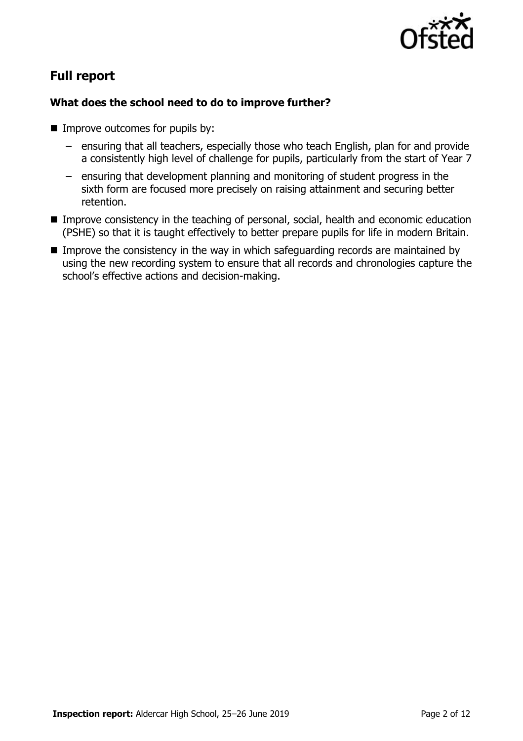## Full report

### What does the school need to do to improve further?

- Improve outcomes for pupils by:
  - ensuring that all teachers, especially those who teach English, plan for and provide a consistently high level of challenge for pupils, particularly from the start of Year 7
  - ensuring that development planning and monitoring of student progress in the sixth form are focused more precisely on raising attainment and securing better retention.
- Improve consistency in the teaching of personal, social, health and economic education (PSHE) so that it is taught effectively to better prepare pupils for life in modern Britain.
- Improve the consistency in the way in which safeguarding records are maintained by using the new recording system to ensure that all records and chronologies capture the school's effective actions and decision-making.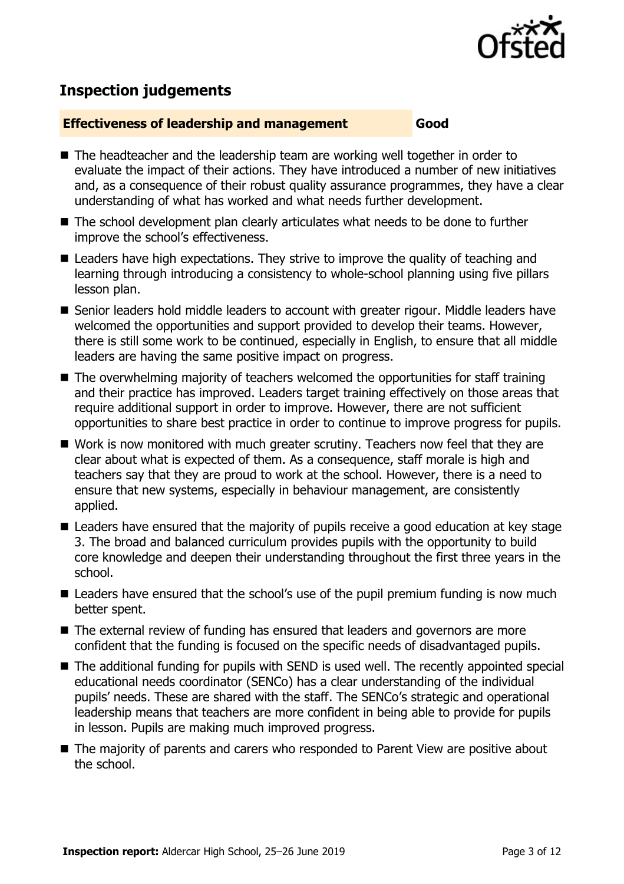## Inspection judgements

### Effectiveness of leadership and management — Good

- The headteacher and the leadership team are working well together in order to evaluate the impact of their actions. They have introduced a number of new initiatives and, as a consequence of their robust quality assurance programmes, they have a clear understanding of what has worked and what needs further development.
- The school development plan clearly articulates what needs to be done to further improve the school's effectiveness.
- Leaders have high expectations. They strive to improve the quality of teaching and learning through introducing a consistency to whole-school planning using five pillars lesson plan.
- Senior leaders hold middle leaders to account with greater rigour. Middle leaders have welcomed the opportunities and support provided to develop their teams. However, there is still some work to be continued, especially in English, to ensure that all middle leaders are having the same positive impact on progress.
- The overwhelming majority of teachers welcomed the opportunities for staff training and their practice has improved. Leaders target training effectively on those areas that require additional support in order to improve. However, there are not sufficient opportunities to share best practice in order to continue to improve progress for pupils.
- Work is now monitored with much greater scrutiny. Teachers now feel that they are clear about what is expected of them. As a consequence, staff morale is high and teachers say that they are proud to work at the school. However, there is a need to ensure that new systems, especially in behaviour management, are consistently applied.
- Leaders have ensured that the majority of pupils receive a good education at key stage 3. The broad and balanced curriculum provides pupils with the opportunity to build core knowledge and deepen their understanding throughout the first three years in the school.
- Leaders have ensured that the school's use of the pupil premium funding is now much better spent.
- The external review of funding has ensured that leaders and governors are more confident that the funding is focused on the specific needs of disadvantaged pupils.
- The additional funding for pupils with SEND is used well. The recently appointed special educational needs coordinator (SENCo) has a clear understanding of the individual pupils' needs. These are shared with the staff. The SENCo's strategic and operational leadership means that teachers are more confident in being able to provide for pupils in lesson. Pupils are making much improved progress.
- The majority of parents and carers who responded to Parent View are positive about the school.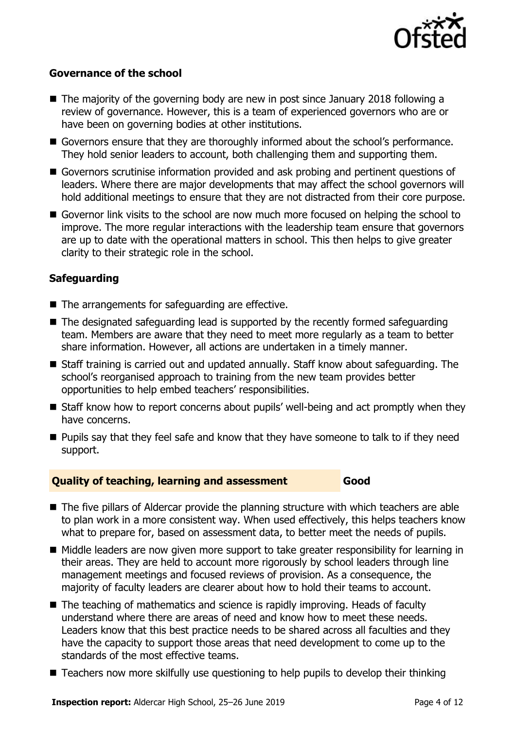### Governance of the school

- The majority of the governing body are new in post since January 2018 following a review of governance. However, this is a team of experienced governors who are or have been on governing bodies at other institutions.
- Governors ensure that they are thoroughly informed about the school's performance. They hold senior leaders to account, both challenging them and supporting them.
- Governors scrutinise information provided and ask probing and pertinent questions of leaders. Where there are major developments that may affect the school governors will hold additional meetings to ensure that they are not distracted from their core purpose.
- Governor link visits to the school are now much more focused on helping the school to improve. The more regular interactions with the leadership team ensure that governors are up to date with the operational matters in school. This then helps to give greater clarity to their strategic role in the school.

### Safeguarding

- The arrangements for safeguarding are effective.
- The designated safeguarding lead is supported by the recently formed safeguarding team. Members are aware that they need to meet more regularly as a team to better share information. However, all actions are undertaken in a timely manner.
- Staff training is carried out and updated annually. Staff know about safeguarding. The school's reorganised approach to training from the new team provides better opportunities to help embed teachers' responsibilities.
- Staff know how to report concerns about pupils' well-being and act promptly when they have concerns.
- Pupils say that they feel safe and know that they have someone to talk to if they need support.

## Quality of teaching, learning and assessment — Good

- The five pillars of Aldercar provide the planning structure with which teachers are able to plan work in a more consistent way. When used effectively, this helps teachers know what to prepare for, based on assessment data, to better meet the needs of pupils.
- Middle leaders are now given more support to take greater responsibility for learning in their areas. They are held to account more rigorously by school leaders through line management meetings and focused reviews of provision. As a consequence, the majority of faculty leaders are clearer about how to hold their teams to account.
- The teaching of mathematics and science is rapidly improving. Heads of faculty understand where there are areas of need and know how to meet these needs. Leaders know that this best practice needs to be shared across all faculties and they have the capacity to support those areas that need development to come up to the standards of the most effective teams.
- Teachers now more skilfully use questioning to help pupils to develop their thinking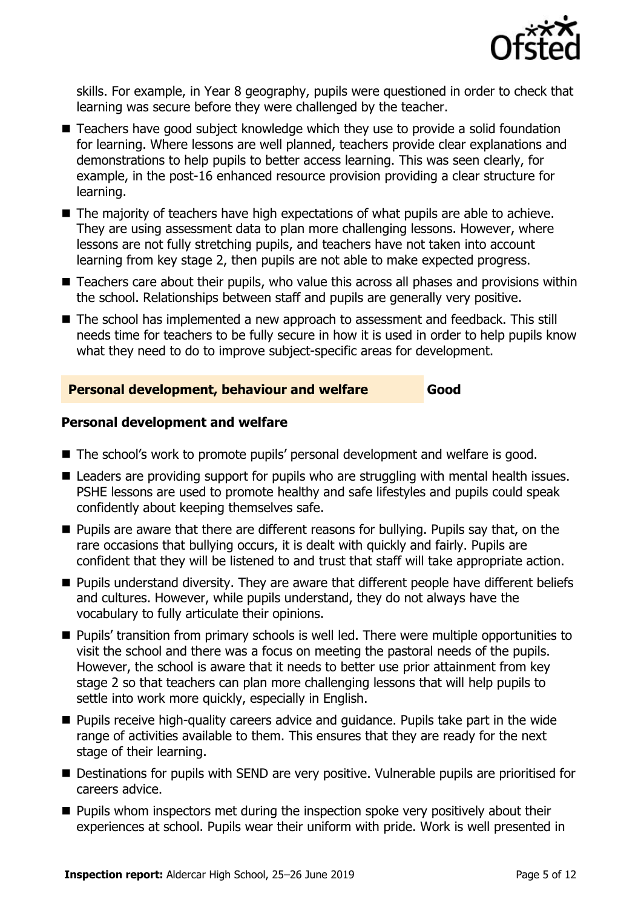skills. For example, in Year 8 geography, pupils were questioned in order to check that learning was secure before they were challenged by the teacher.

- Teachers have good subject knowledge which they use to provide a solid foundation for learning. Where lessons are well planned, teachers provide clear explanations and demonstrations to help pupils to better access learning. This was seen clearly, for example, in the post-16 enhanced resource provision providing a clear structure for learning.
- The majority of teachers have high expectations of what pupils are able to achieve. They are using assessment data to plan more challenging lessons. However, where lessons are not fully stretching pupils, and teachers have not taken into account learning from key stage 2, then pupils are not able to make expected progress.
- Teachers care about their pupils, who value this across all phases and provisions within the school. Relationships between staff and pupils are generally very positive.
- The school has implemented a new approach to assessment and feedback. This still needs time for teachers to be fully secure in how it is used in order to help pupils know what they need to do to improve subject-specific areas for development.

## Personal development, behaviour and welfare — Good

### Personal development and welfare

- The school's work to promote pupils' personal development and welfare is good.
- Leaders are providing support for pupils who are struggling with mental health issues. PSHE lessons are used to promote healthy and safe lifestyles and pupils could speak confidently about keeping themselves safe.
- Pupils are aware that there are different reasons for bullying. Pupils say that, on the rare occasions that bullying occurs, it is dealt with quickly and fairly. Pupils are confident that they will be listened to and trust that staff will take appropriate action.
- Pupils understand diversity. They are aware that different people have different beliefs and cultures. However, while pupils understand, they do not always have the vocabulary to fully articulate their opinions.
- Pupils' transition from primary schools is well led. There were multiple opportunities to visit the school and there was a focus on meeting the pastoral needs of the pupils. However, the school is aware that it needs to better use prior attainment from key stage 2 so that teachers can plan more challenging lessons that will help pupils to settle into work more quickly, especially in English.
- Pupils receive high-quality careers advice and guidance. Pupils take part in the wide range of activities available to them. This ensures that they are ready for the next stage of their learning.
- Destinations for pupils with SEND are very positive. Vulnerable pupils are prioritised for careers advice.
- Pupils whom inspectors met during the inspection spoke very positively about their experiences at school. Pupils wear their uniform with pride. Work is well presented in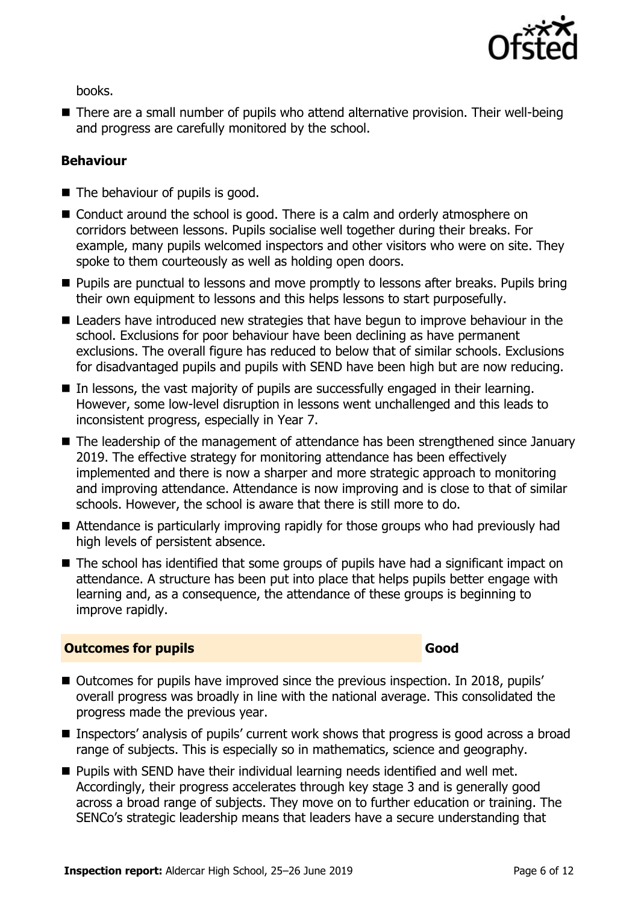books.

- There are a small number of pupils who attend alternative provision. Their well-being and progress are carefully monitored by the school.

### Behaviour

- The behaviour of pupils is good.
- Conduct around the school is good. There is a calm and orderly atmosphere on corridors between lessons. Pupils socialise well together during their breaks. For example, many pupils welcomed inspectors and other visitors who were on site. They spoke to them courteously as well as holding open doors.
- Pupils are punctual to lessons and move promptly to lessons after breaks. Pupils bring their own equipment to lessons and this helps lessons to start purposefully.
- Leaders have introduced new strategies that have begun to improve behaviour in the school. Exclusions for poor behaviour have been declining as have permanent exclusions. The overall figure has reduced to below that of similar schools. Exclusions for disadvantaged pupils and pupils with SEND have been high but are now reducing.
- In lessons, the vast majority of pupils are successfully engaged in their learning. However, some low-level disruption in lessons went unchallenged and this leads to inconsistent progress, especially in Year 7.
- The leadership of the management of attendance has been strengthened since January 2019. The effective strategy for monitoring attendance has been effectively implemented and there is now a sharper and more strategic approach to monitoring and improving attendance. Attendance is now improving and is close to that of similar schools. However, the school is aware that there is still more to do.
- Attendance is particularly improving rapidly for those groups who had previously had high levels of persistent absence.
- The school has identified that some groups of pupils have had a significant impact on attendance. A structure has been put into place that helps pupils better engage with learning and, as a consequence, the attendance of these groups is beginning to improve rapidly.

## Outcomes for pupils — Good

- Outcomes for pupils have improved since the previous inspection. In 2018, pupils' overall progress was broadly in line with the national average. This consolidated the progress made the previous year.
- Inspectors' analysis of pupils' current work shows that progress is good across a broad range of subjects. This is especially so in mathematics, science and geography.
- Pupils with SEND have their individual learning needs identified and well met. Accordingly, their progress accelerates through key stage 3 and is generally good across a broad range of subjects. They move on to further education or training. The SENCo's strategic leadership means that leaders have a secure understanding that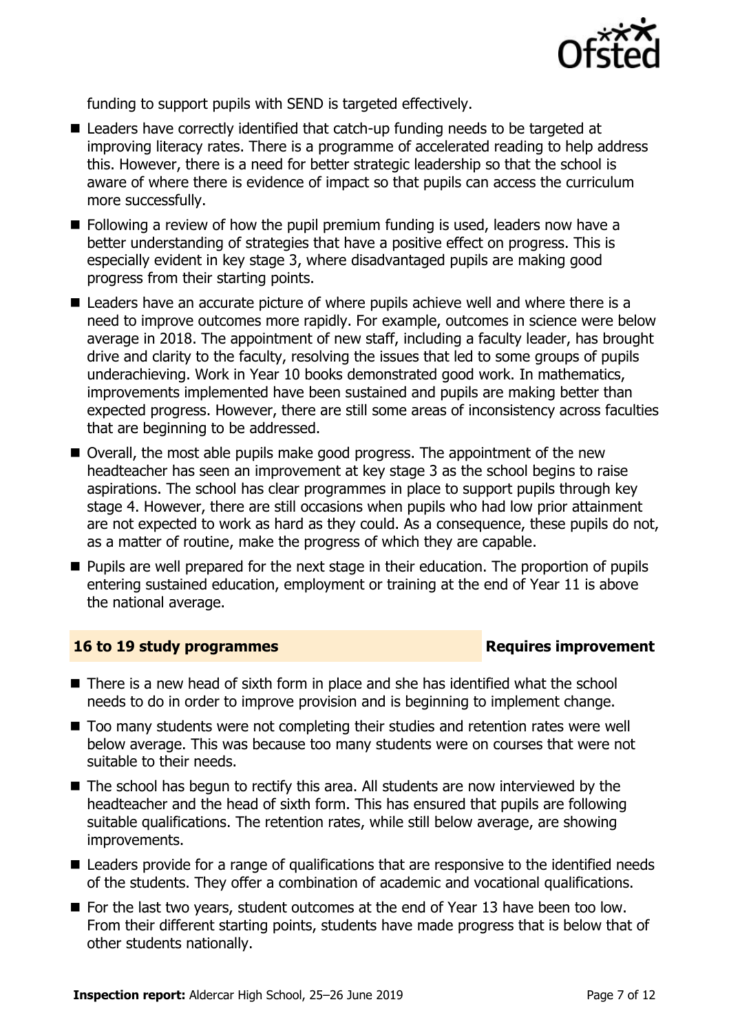funding to support pupils with SEND is targeted effectively.

- Leaders have correctly identified that catch-up funding needs to be targeted at improving literacy rates. There is a programme of accelerated reading to help address this. However, there is a need for better strategic leadership so that the school is aware of where there is evidence of impact so that pupils can access the curriculum more successfully.
- Following a review of how the pupil premium funding is used, leaders now have a better understanding of strategies that have a positive effect on progress. This is especially evident in key stage 3, where disadvantaged pupils are making good progress from their starting points.
- Leaders have an accurate picture of where pupils achieve well and where there is a need to improve outcomes more rapidly. For example, outcomes in science were below average in 2018. The appointment of new staff, including a faculty leader, has brought drive and clarity to the faculty, resolving the issues that led to some groups of pupils underachieving. Work in Year 10 books demonstrated good work. In mathematics, improvements implemented have been sustained and pupils are making better than expected progress. However, there are still some areas of inconsistency across faculties that are beginning to be addressed.
- Overall, the most able pupils make good progress. The appointment of the new headteacher has seen an improvement at key stage 3 as the school begins to raise aspirations. The school has clear programmes in place to support pupils through key stage 4. However, there are still occasions when pupils who had low prior attainment are not expected to work as hard as they could. As a consequence, these pupils do not, as a matter of routine, make the progress of which they are capable.
- Pupils are well prepared for the next stage in their education. The proportion of pupils entering sustained education, employment or training at the end of Year 11 is above the national average.

## 16 to 19 study programmes — Requires improvement

- There is a new head of sixth form in place and she has identified what the school needs to do in order to improve provision and is beginning to implement change.
- Too many students were not completing their studies and retention rates were well below average. This was because too many students were on courses that were not suitable to their needs.
- The school has begun to rectify this area. All students are now interviewed by the headteacher and the head of sixth form. This has ensured that pupils are following suitable qualifications. The retention rates, while still below average, are showing improvements.
- Leaders provide for a range of qualifications that are responsive to the identified needs of the students. They offer a combination of academic and vocational qualifications.
- For the last two years, student outcomes at the end of Year 13 have been too low. From their different starting points, students have made progress that is below that of other students nationally.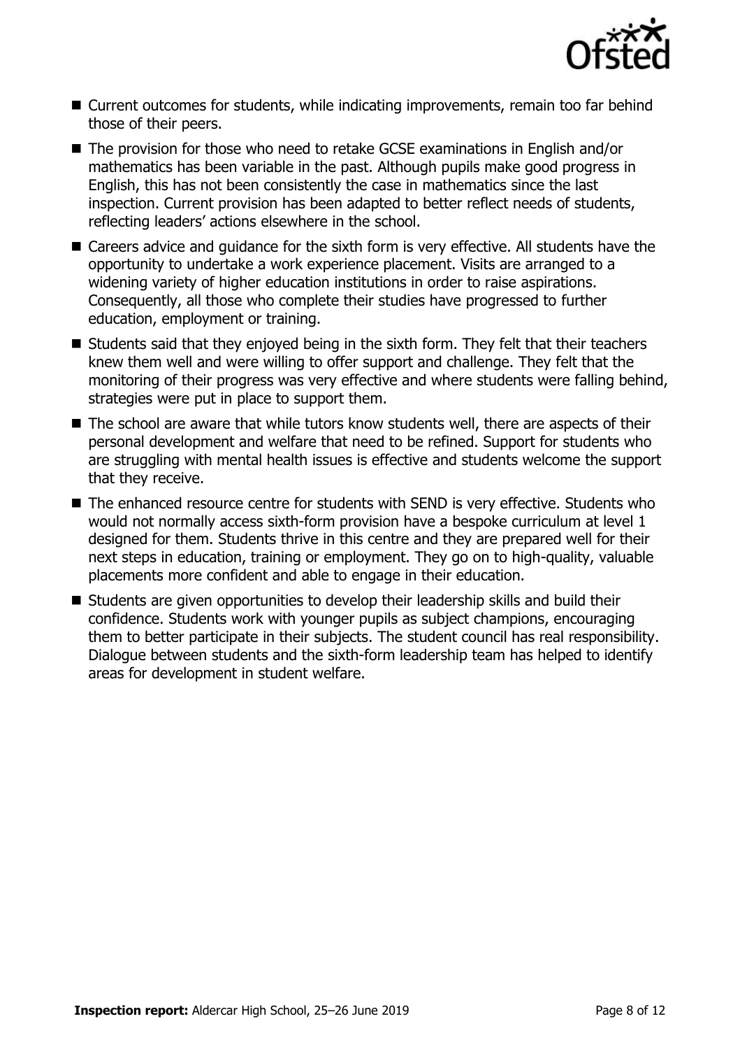- Current outcomes for students, while indicating improvements, remain too far behind those of their peers.
- The provision for those who need to retake GCSE examinations in English and/or mathematics has been variable in the past. Although pupils make good progress in English, this has not been consistently the case in mathematics since the last inspection. Current provision has been adapted to better reflect needs of students, reflecting leaders' actions elsewhere in the school.
- Careers advice and guidance for the sixth form is very effective. All students have the opportunity to undertake a work experience placement. Visits are arranged to a widening variety of higher education institutions in order to raise aspirations. Consequently, all those who complete their studies have progressed to further education, employment or training.
- Students said that they enjoyed being in the sixth form. They felt that their teachers knew them well and were willing to offer support and challenge. They felt that the monitoring of their progress was very effective and where students were falling behind, strategies were put in place to support them.
- The school are aware that while tutors know students well, there are aspects of their personal development and welfare that need to be refined. Support for students who are struggling with mental health issues is effective and students welcome the support that they receive.
- The enhanced resource centre for students with SEND is very effective. Students who would not normally access sixth-form provision have a bespoke curriculum at level 1 designed for them. Students thrive in this centre and they are prepared well for their next steps in education, training or employment. They go on to high-quality, valuable placements more confident and able to engage in their education.
- Students are given opportunities to develop their leadership skills and build their confidence. Students work with younger pupils as subject champions, encouraging them to better participate in their subjects. The student council has real responsibility. Dialogue between students and the sixth-form leadership team has helped to identify areas for development in student welfare.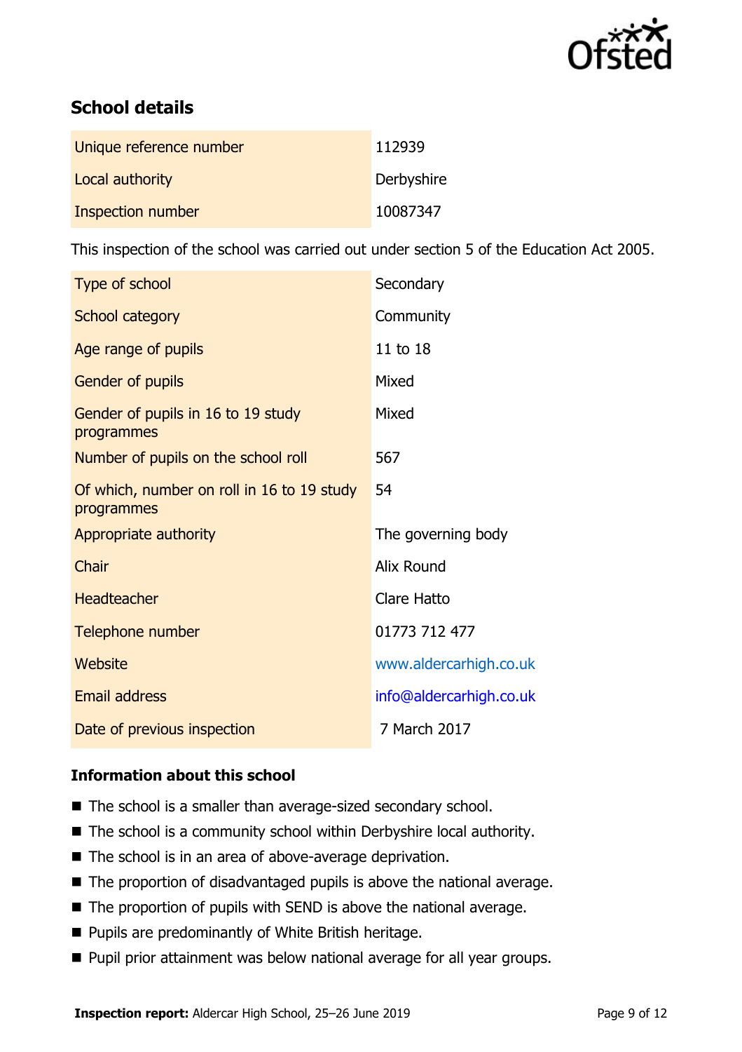## School details

| | |
|---|---|
| Unique reference number | 112939 |
| Local authority | Derbyshire |
| Inspection number | 10087347 |

This inspection of the school was carried out under section 5 of the Education Act 2005.

| | |
|---|---|
| Type of school | Secondary |
| School category | Community |
| Age range of pupils | 11 to 18 |
| Gender of pupils | Mixed |
| Gender of pupils in 16 to 19 study programmes | Mixed |
| Number of pupils on the school roll | 567 |
| Of which, number on roll in 16 to 19 study programmes | 54 |
| Appropriate authority | The governing body |
| Chair | Alix Round |
| Headteacher | Clare Hatto |
| Telephone number | 01773 712 477 |
| Website | www.aldercarhigh.co.uk |
| Email address | info@aldercarhigh.co.uk |
| Date of previous inspection | 7 March 2017 |

### Information about this school

- The school is a smaller than average-sized secondary school.
- The school is a community school within Derbyshire local authority.
- The school is in an area of above-average deprivation.
- The proportion of disadvantaged pupils is above the national average.
- The proportion of pupils with SEND is above the national average.
- Pupils are predominantly of White British heritage.
- Pupil prior attainment was below national average for all year groups.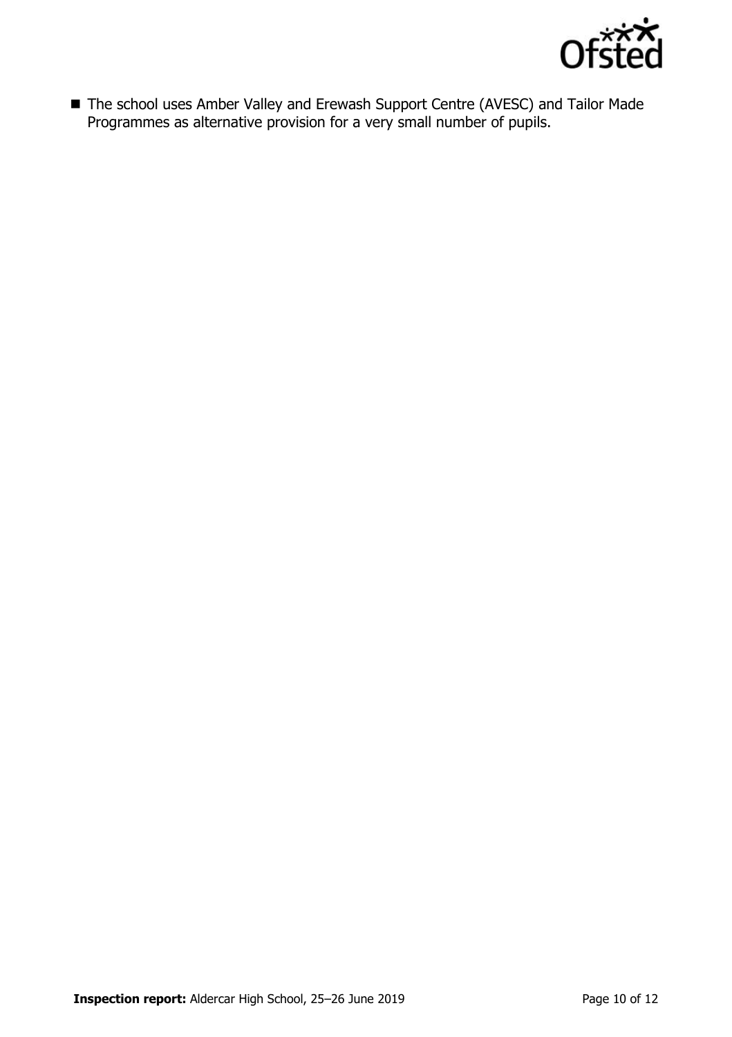- The school uses Amber Valley and Erewash Support Centre (AVESC) and Tailor Made Programmes as alternative provision for a very small number of pupils.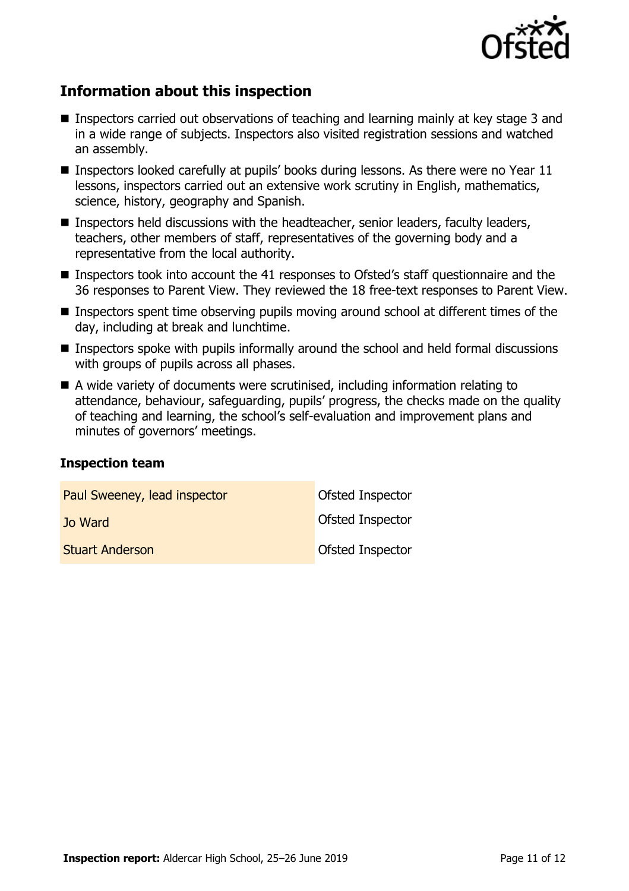## Information about this inspection

- Inspectors carried out observations of teaching and learning mainly at key stage 3 and in a wide range of subjects. Inspectors also visited registration sessions and watched an assembly.
- Inspectors looked carefully at pupils' books during lessons. As there were no Year 11 lessons, inspectors carried out an extensive work scrutiny in English, mathematics, science, history, geography and Spanish.
- Inspectors held discussions with the headteacher, senior leaders, faculty leaders, teachers, other members of staff, representatives of the governing body and a representative from the local authority.
- Inspectors took into account the 41 responses to Ofsted's staff questionnaire and the 36 responses to Parent View. They reviewed the 18 free-text responses to Parent View.
- Inspectors spent time observing pupils moving around school at different times of the day, including at break and lunchtime.
- Inspectors spoke with pupils informally around the school and held formal discussions with groups of pupils across all phases.
- A wide variety of documents were scrutinised, including information relating to attendance, behaviour, safeguarding, pupils' progress, the checks made on the quality of teaching and learning, the school's self-evaluation and improvement plans and minutes of governors' meetings.

### Inspection team

| | |
|---|---|
| Paul Sweeney, lead inspector | Ofsted Inspector |
| Jo Ward | Ofsted Inspector |
| Stuart Anderson | Ofsted Inspector |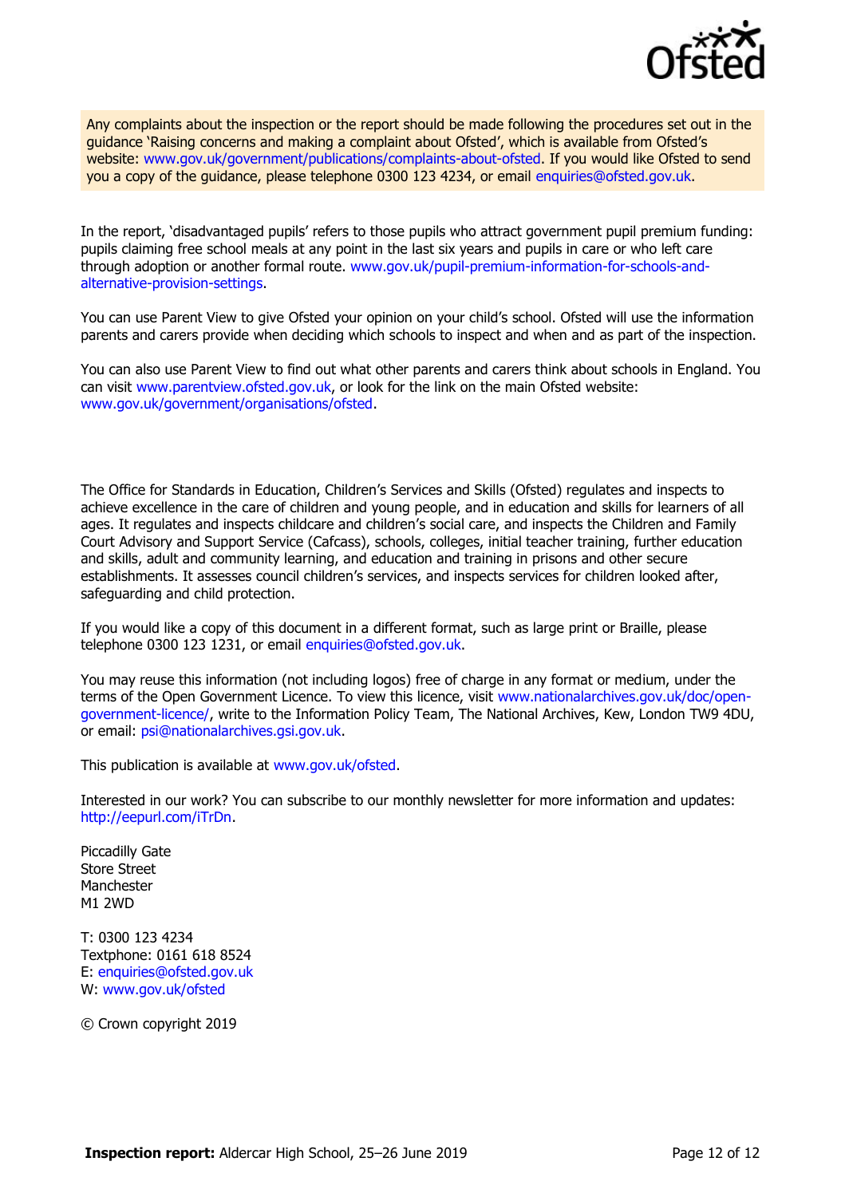Any complaints about the inspection or the report should be made following the procedures set out in the guidance 'Raising concerns and making a complaint about Ofsted', which is available from Ofsted's website: www.gov.uk/government/publications/complaints-about-ofsted. If you would like Ofsted to send you a copy of the guidance, please telephone 0300 123 4234, or email enquiries@ofsted.gov.uk.

In the report, 'disadvantaged pupils' refers to those pupils who attract government pupil premium funding: pupils claiming free school meals at any point in the last six years and pupils in care or who left care through adoption or another formal route. www.gov.uk/pupil-premium-information-for-schools-and-alternative-provision-settings.

You can use Parent View to give Ofsted your opinion on your child's school. Ofsted will use the information parents and carers provide when deciding which schools to inspect and when and as part of the inspection.

You can also use Parent View to find out what other parents and carers think about schools in England. You can visit www.parentview.ofsted.gov.uk, or look for the link on the main Ofsted website: www.gov.uk/government/organisations/ofsted.

The Office for Standards in Education, Children's Services and Skills (Ofsted) regulates and inspects to achieve excellence in the care of children and young people, and in education and skills for learners of all ages. It regulates and inspects childcare and children's social care, and inspects the Children and Family Court Advisory and Support Service (Cafcass), schools, colleges, initial teacher training, further education and skills, adult and community learning, and education and training in prisons and other secure establishments. It assesses council children's services, and inspects services for children looked after, safeguarding and child protection.

If you would like a copy of this document in a different format, such as large print or Braille, please telephone 0300 123 1231, or email enquiries@ofsted.gov.uk.

You may reuse this information (not including logos) free of charge in any format or medium, under the terms of the Open Government Licence. To view this licence, visit www.nationalarchives.gov.uk/doc/open-government-licence/, write to the Information Policy Team, The National Archives, Kew, London TW9 4DU, or email: psi@nationalarchives.gsi.gov.uk.

This publication is available at www.gov.uk/ofsted.

Interested in our work? You can subscribe to our monthly newsletter for more information and updates: http://eepurl.com/iTrDn.

Piccadilly Gate
Store Street
Manchester
M1 2WD

T: 0300 123 4234
Textphone: 0161 618 8524
E: enquiries@ofsted.gov.uk
W: www.gov.uk/ofsted

© Crown copyright 2019